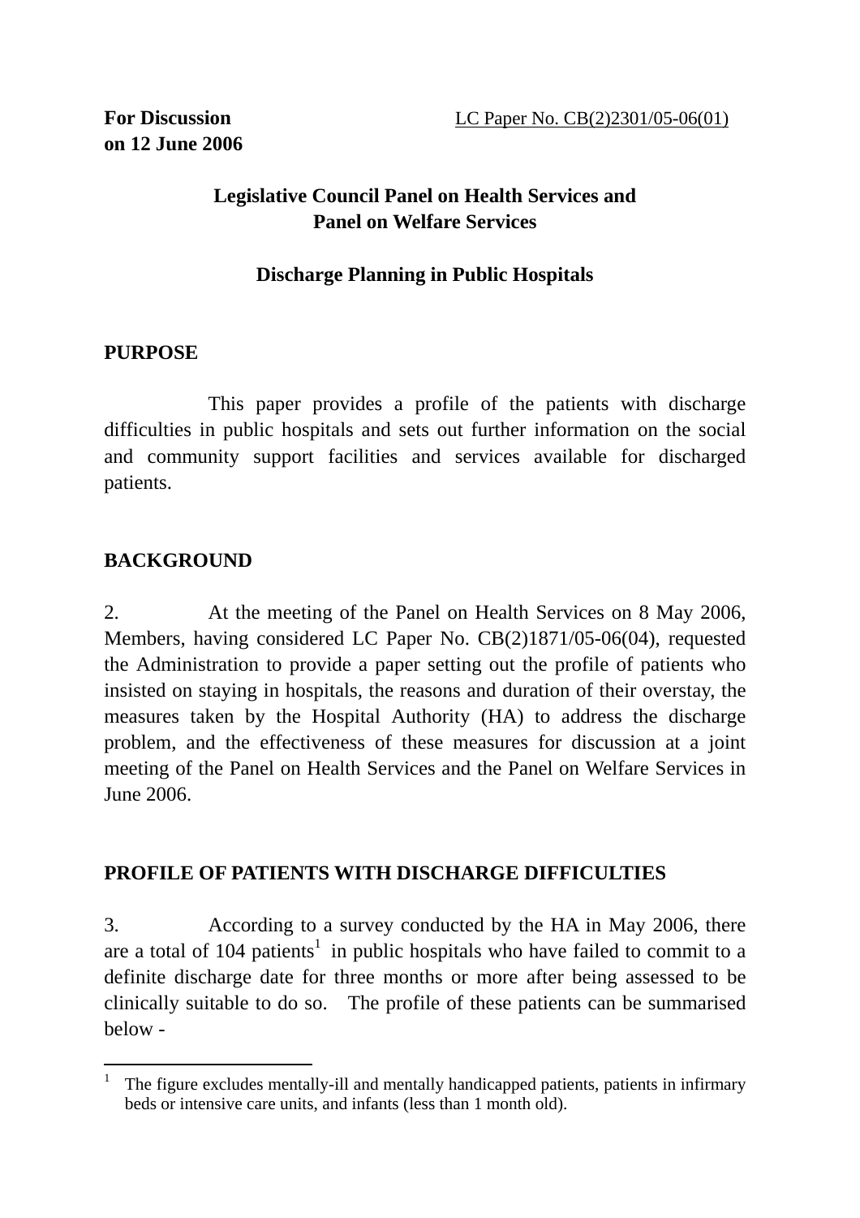**For Discussion on 12 June 2006**

LC Paper No. CB(2)2301/05-06(01)

## Legislative Council Panel on Health Services and Panel on Welfare Services

## Discharge Planning in Public Hospitals

### PURPOSE

This paper provides a profile of the patients with discharge difficulties in public hospitals and sets out further information on the social and community support facilities and services available for discharged patients.

### BACKGROUND

2. At the meeting of the Panel on Health Services on 8 May 2006, Members, having considered LC Paper No. CB(2)1871/05-06(04), requested the Administration to provide a paper setting out the profile of patients who insisted on staying in hospitals, the reasons and duration of their overstay, the measures taken by the Hospital Authority (HA) to address the discharge problem, and the effectiveness of these measures for discussion at a joint meeting of the Panel on Health Services and the Panel on Welfare Services in June 2006.

### PROFILE OF PATIENTS WITH DISCHARGE DIFFICULTIES

3. According to a survey conducted by the HA in May 2006, there are a total of 104 patients[1] in public hospitals who have failed to commit to a definite discharge date for three months or more after being assessed to be clinically suitable to do so. The profile of these patients can be summarised below -

---

[1] The figure excludes mentally-ill and mentally handicapped patients, patients in infirmary beds or intensive care units, and infants (less than 1 month old).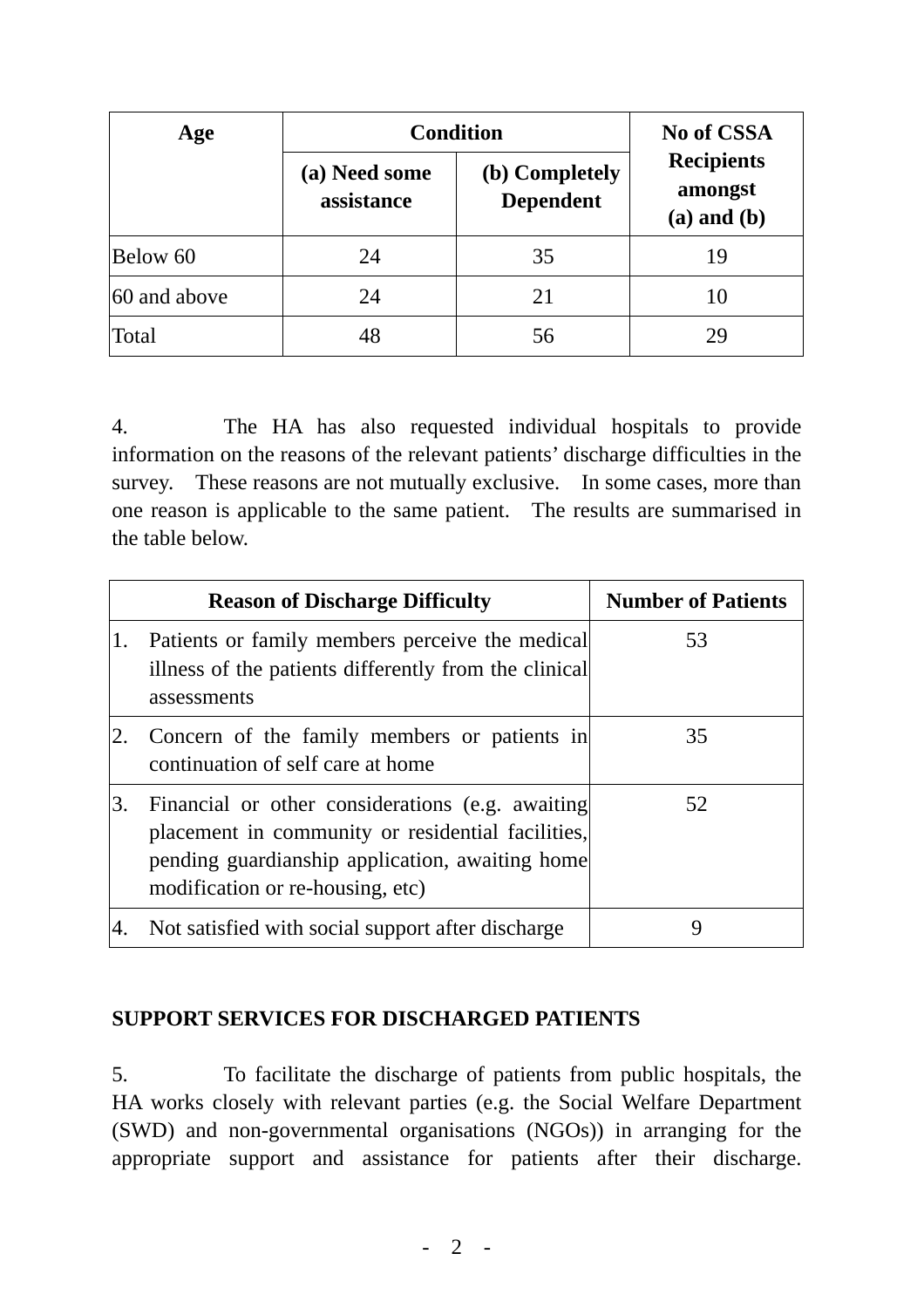| Age | Condition | | No of CSSA Recipients amongst (a) and (b) |
|---|---|---|---|
| | (a) Need some assistance | (b) Completely Dependent | |
| Below 60 | 24 | 35 | 19 |
| 60 and above | 24 | 21 | 10 |
| Total | 48 | 56 | 29 |

4. The HA has also requested individual hospitals to provide information on the reasons of the relevant patients' discharge difficulties in the survey. These reasons are not mutually exclusive. In some cases, more than one reason is applicable to the same patient. The results are summarised in the table below.

| Reason of Discharge Difficulty | Number of Patients |
|---|---|
| 1. Patients or family members perceive the medical illness of the patients differently from the clinical assessments | 53 |
| 2. Concern of the family members or patients in continuation of self care at home | 35 |
| 3. Financial or other considerations (e.g. awaiting placement in community or residential facilities, pending guardianship application, awaiting home modification or re-housing, etc) | 52 |
| 4. Not satisfied with social support after discharge | 9 |

**SUPPORT SERVICES FOR DISCHARGED PATIENTS**

5. To facilitate the discharge of patients from public hospitals, the HA works closely with relevant parties (e.g. the Social Welfare Department (SWD) and non-governmental organisations (NGOs)) in arranging for the appropriate support and assistance for patients after their discharge.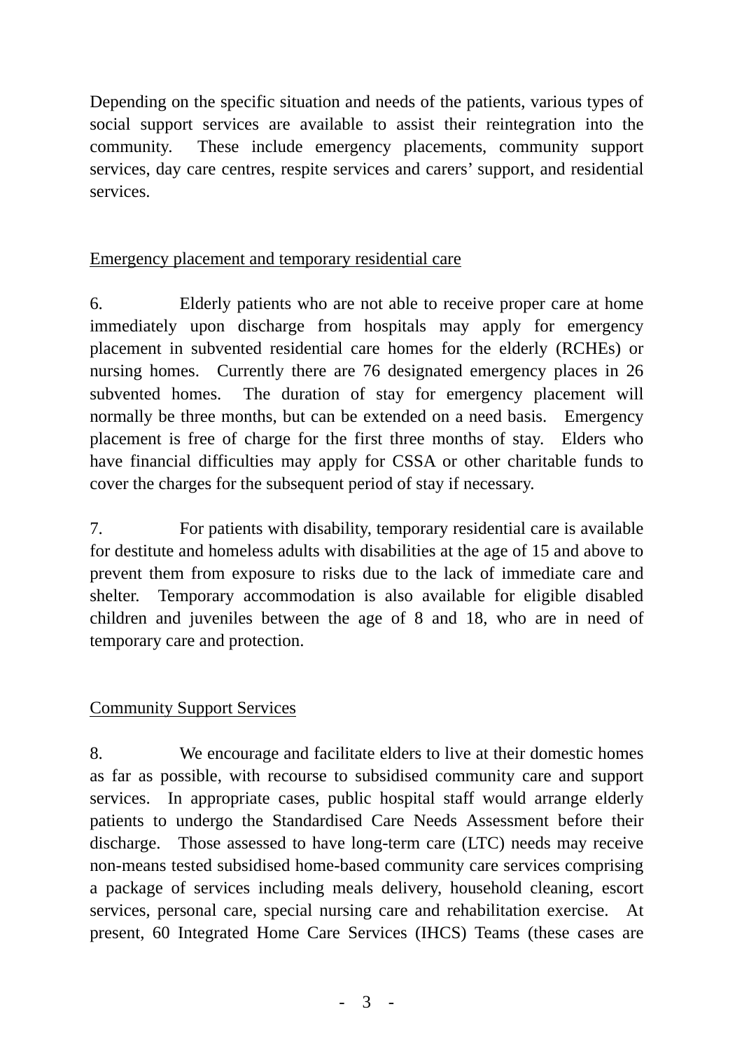Depending on the specific situation and needs of the patients, various types of social support services are available to assist their reintegration into the community. These include emergency placements, community support services, day care centres, respite services and carers' support, and residential services.

<u>Emergency placement and temporary residential care</u>

6. Elderly patients who are not able to receive proper care at home immediately upon discharge from hospitals may apply for emergency placement in subvented residential care homes for the elderly (RCHEs) or nursing homes. Currently there are 76 designated emergency places in 26 subvented homes. The duration of stay for emergency placement will normally be three months, but can be extended on a need basis. Emergency placement is free of charge for the first three months of stay. Elders who have financial difficulties may apply for CSSA or other charitable funds to cover the charges for the subsequent period of stay if necessary.

7. For patients with disability, temporary residential care is available for destitute and homeless adults with disabilities at the age of 15 and above to prevent them from exposure to risks due to the lack of immediate care and shelter. Temporary accommodation is also available for eligible disabled children and juveniles between the age of 8 and 18, who are in need of temporary care and protection.

<u>Community Support Services</u>

8. We encourage and facilitate elders to live at their domestic homes as far as possible, with recourse to subsidised community care and support services. In appropriate cases, public hospital staff would arrange elderly patients to undergo the Standardised Care Needs Assessment before their discharge. Those assessed to have long-term care (LTC) needs may receive non-means tested subsidised home-based community care services comprising a package of services including meals delivery, household cleaning, escort services, personal care, special nursing care and rehabilitation exercise. At present, 60 Integrated Home Care Services (IHCS) Teams (these cases are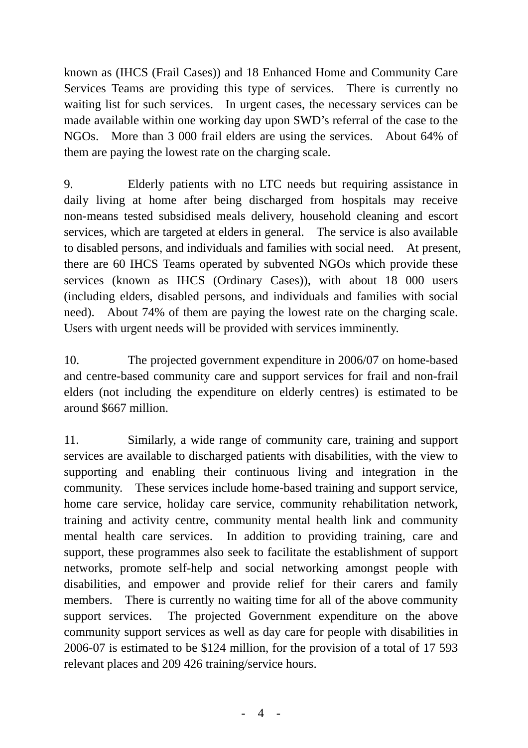known as (IHCS (Frail Cases)) and 18 Enhanced Home and Community Care Services Teams are providing this type of services. There is currently no waiting list for such services. In urgent cases, the necessary services can be made available within one working day upon SWD's referral of the case to the NGOs. More than 3 000 frail elders are using the services. About 64% of them are paying the lowest rate on the charging scale.

9. Elderly patients with no LTC needs but requiring assistance in daily living at home after being discharged from hospitals may receive non-means tested subsidised meals delivery, household cleaning and escort services, which are targeted at elders in general. The service is also available to disabled persons, and individuals and families with social need. At present, there are 60 IHCS Teams operated by subvented NGOs which provide these services (known as IHCS (Ordinary Cases)), with about 18 000 users (including elders, disabled persons, and individuals and families with social need). About 74% of them are paying the lowest rate on the charging scale. Users with urgent needs will be provided with services imminently.

10. The projected government expenditure in 2006/07 on home-based and centre-based community care and support services for frail and non-frail elders (not including the expenditure on elderly centres) is estimated to be around $667 million.

11. Similarly, a wide range of community care, training and support services are available to discharged patients with disabilities, with the view to supporting and enabling their continuous living and integration in the community. These services include home-based training and support service, home care service, holiday care service, community rehabilitation network, training and activity centre, community mental health link and community mental health care services. In addition to providing training, care and support, these programmes also seek to facilitate the establishment of support networks, promote self-help and social networking amongst people with disabilities, and empower and provide relief for their carers and family members. There is currently no waiting time for all of the above community support services. The projected Government expenditure on the above community support services as well as day care for people with disabilities in 2006-07 is estimated to be $124 million, for the provision of a total of 17 593 relevant places and 209 426 training/service hours.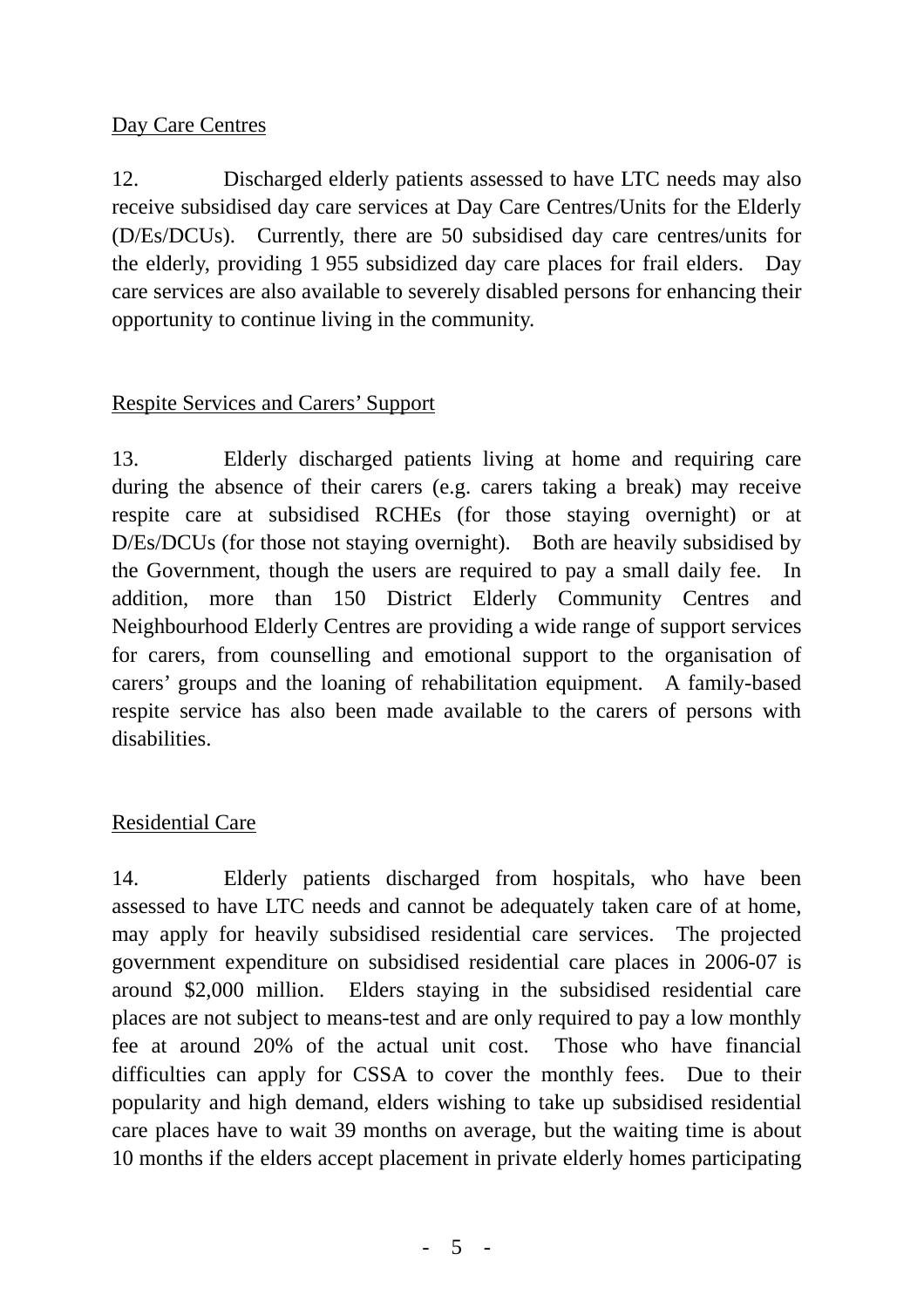Day Care Centres

12. Discharged elderly patients assessed to have LTC needs may also receive subsidised day care services at Day Care Centres/Units for the Elderly (D/Es/DCUs). Currently, there are 50 subsidised day care centres/units for the elderly, providing 1 955 subsidized day care places for frail elders. Day care services are also available to severely disabled persons for enhancing their opportunity to continue living in the community.

Respite Services and Carers' Support

13. Elderly discharged patients living at home and requiring care during the absence of their carers (e.g. carers taking a break) may receive respite care at subsidised RCHEs (for those staying overnight) or at D/Es/DCUs (for those not staying overnight). Both are heavily subsidised by the Government, though the users are required to pay a small daily fee. In addition, more than 150 District Elderly Community Centres and Neighbourhood Elderly Centres are providing a wide range of support services for carers, from counselling and emotional support to the organisation of carers' groups and the loaning of rehabilitation equipment. A family-based respite service has also been made available to the carers of persons with disabilities.

Residential Care

14. Elderly patients discharged from hospitals, who have been assessed to have LTC needs and cannot be adequately taken care of at home, may apply for heavily subsidised residential care services. The projected government expenditure on subsidised residential care places in 2006-07 is around $2,000 million. Elders staying in the subsidised residential care places are not subject to means-test and are only required to pay a low monthly fee at around 20% of the actual unit cost. Those who have financial difficulties can apply for CSSA to cover the monthly fees. Due to their popularity and high demand, elders wishing to take up subsidised residential care places have to wait 39 months on average, but the waiting time is about 10 months if the elders accept placement in private elderly homes participating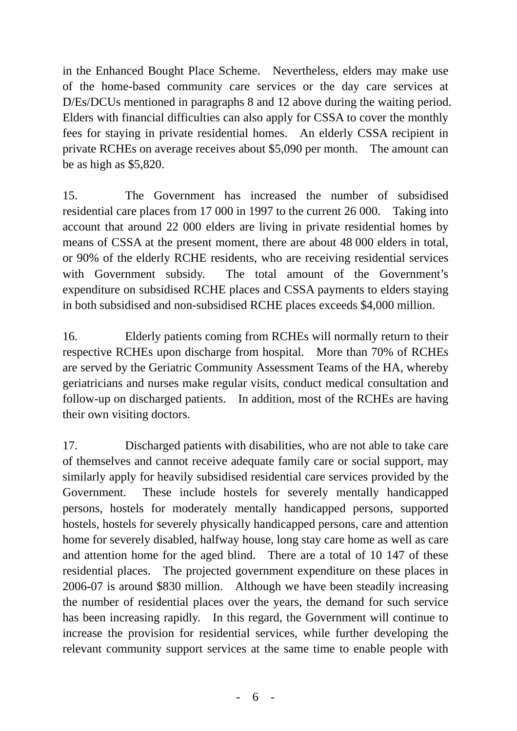in the Enhanced Bought Place Scheme. Nevertheless, elders may make use of the home-based community care services or the day care services at D/Es/DCUs mentioned in paragraphs 8 and 12 above during the waiting period. Elders with financial difficulties can also apply for CSSA to cover the monthly fees for staying in private residential homes. An elderly CSSA recipient in private RCHEs on average receives about $5,090 per month. The amount can be as high as $5,820.

15. The Government has increased the number of subsidised residential care places from 17 000 in 1997 to the current 26 000. Taking into account that around 22 000 elders are living in private residential homes by means of CSSA at the present moment, there are about 48 000 elders in total, or 90% of the elderly RCHE residents, who are receiving residential services with Government subsidy. The total amount of the Government's expenditure on subsidised RCHE places and CSSA payments to elders staying in both subsidised and non-subsidised RCHE places exceeds $4,000 million.

16. Elderly patients coming from RCHEs will normally return to their respective RCHEs upon discharge from hospital. More than 70% of RCHEs are served by the Geriatric Community Assessment Teams of the HA, whereby geriatricians and nurses make regular visits, conduct medical consultation and follow-up on discharged patients. In addition, most of the RCHEs are having their own visiting doctors.

17. Discharged patients with disabilities, who are not able to take care of themselves and cannot receive adequate family care or social support, may similarly apply for heavily subsidised residential care services provided by the Government. These include hostels for severely mentally handicapped persons, hostels for moderately mentally handicapped persons, supported hostels, hostels for severely physically handicapped persons, care and attention home for severely disabled, halfway house, long stay care home as well as care and attention home for the aged blind. There are a total of 10 147 of these residential places. The projected government expenditure on these places in 2006-07 is around $830 million. Although we have been steadily increasing the number of residential places over the years, the demand for such service has been increasing rapidly. In this regard, the Government will continue to increase the provision for residential services, while further developing the relevant community support services at the same time to enable people with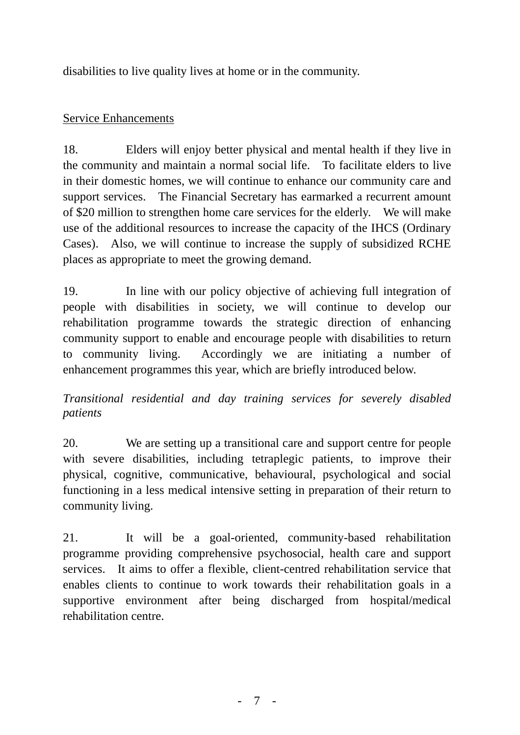disabilities to live quality lives at home or in the community.

<u>Service Enhancements</u>

18. Elders will enjoy better physical and mental health if they live in the community and maintain a normal social life. To facilitate elders to live in their domestic homes, we will continue to enhance our community care and support services. The Financial Secretary has earmarked a recurrent amount of $20 million to strengthen home care services for the elderly. We will make use of the additional resources to increase the capacity of the IHCS (Ordinary Cases). Also, we will continue to increase the supply of subsidized RCHE places as appropriate to meet the growing demand.

19. In line with our policy objective of achieving full integration of people with disabilities in society, we will continue to develop our rehabilitation programme towards the strategic direction of enhancing community support to enable and encourage people with disabilities to return to community living. Accordingly we are initiating a number of enhancement programmes this year, which are briefly introduced below.

*Transitional residential and day training services for severely disabled patients*

20. We are setting up a transitional care and support centre for people with severe disabilities, including tetraplegic patients, to improve their physical, cognitive, communicative, behavioural, psychological and social functioning in a less medical intensive setting in preparation of their return to community living.

21. It will be a goal-oriented, community-based rehabilitation programme providing comprehensive psychosocial, health care and support services. It aims to offer a flexible, client-centred rehabilitation service that enables clients to continue to work towards their rehabilitation goals in a supportive environment after being discharged from hospital/medical rehabilitation centre.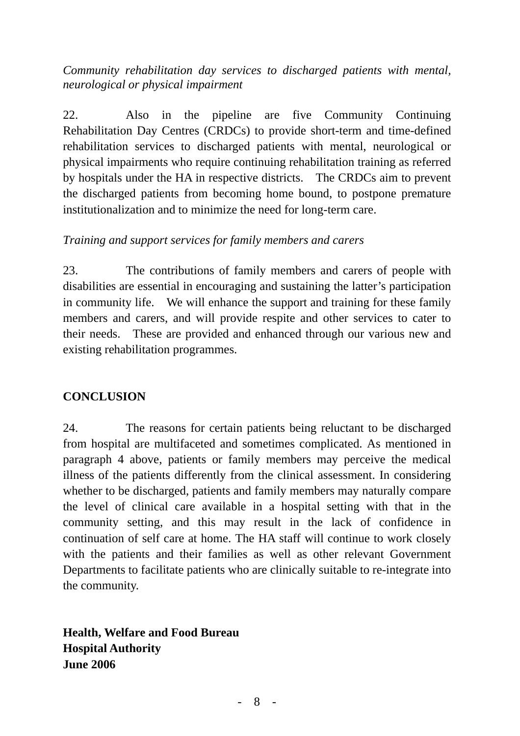*Community rehabilitation day services to discharged patients with mental, neurological or physical impairment*

22. Also in the pipeline are five Community Continuing Rehabilitation Day Centres (CRDCs) to provide short-term and time-defined rehabilitation services to discharged patients with mental, neurological or physical impairments who require continuing rehabilitation training as referred by hospitals under the HA in respective districts. The CRDCs aim to prevent the discharged patients from becoming home bound, to postpone premature institutionalization and to minimize the need for long-term care.

*Training and support services for family members and carers*

23. The contributions of family members and carers of people with disabilities are essential in encouraging and sustaining the latter's participation in community life. We will enhance the support and training for these family members and carers, and will provide respite and other services to cater to their needs. These are provided and enhanced through our various new and existing rehabilitation programmes.

**CONCLUSION**

24. The reasons for certain patients being reluctant to be discharged from hospital are multifaceted and sometimes complicated. As mentioned in paragraph 4 above, patients or family members may perceive the medical illness of the patients differently from the clinical assessment. In considering whether to be discharged, patients and family members may naturally compare the level of clinical care available in a hospital setting with that in the community setting, and this may result in the lack of confidence in continuation of self care at home. The HA staff will continue to work closely with the patients and their families as well as other relevant Government Departments to facilitate patients who are clinically suitable to re-integrate into the community.

**Health, Welfare and Food Bureau**
**Hospital Authority**
**June 2006**